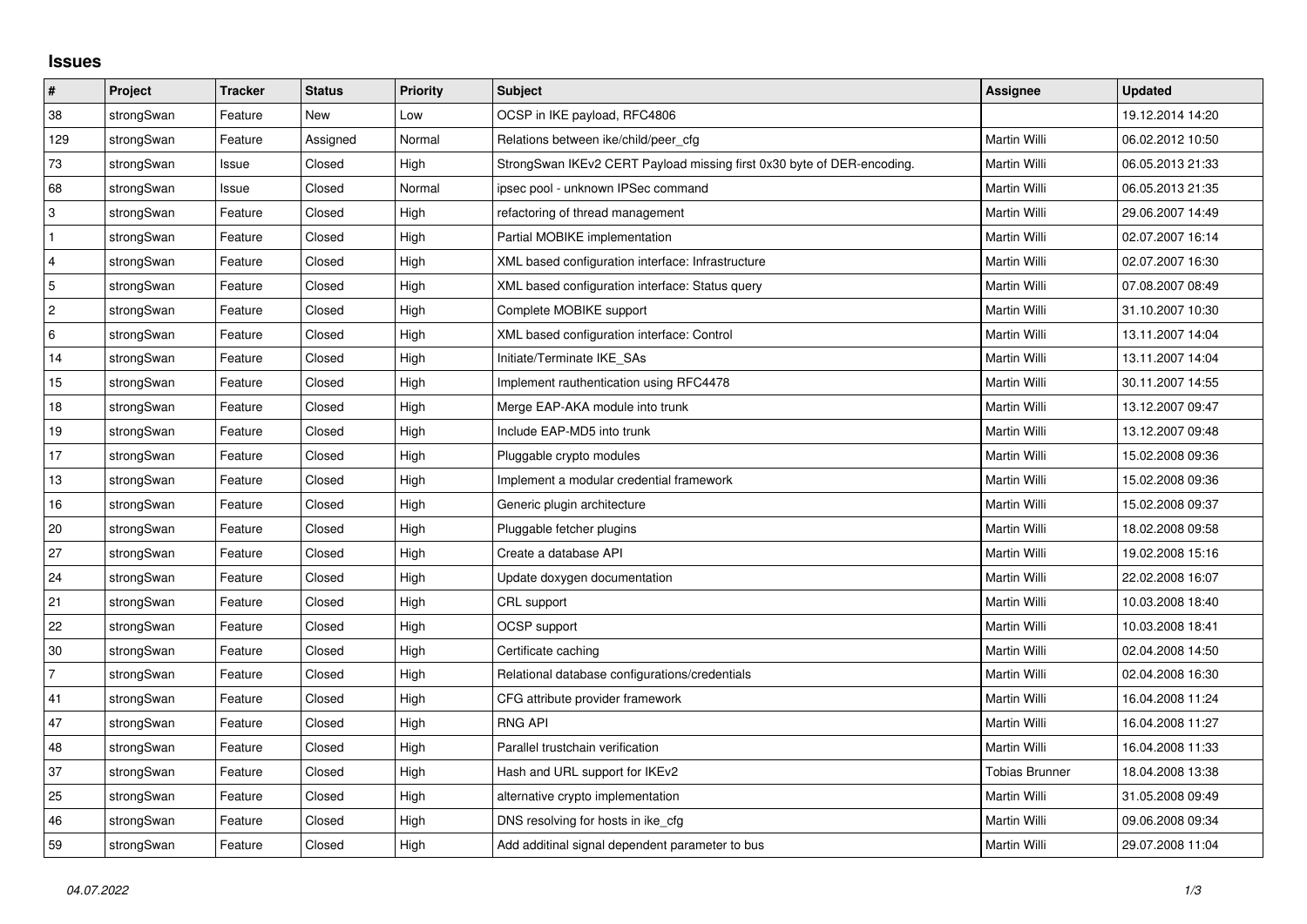# Issues

| # | Project | Tracker | Status | Priority | Subject | Assignee | Updated |
|---|---|---|---|---|---|---|---|
| 38 | strongSwan | Feature | New | Low | OCSP in IKE payload, RFC4806 | | 19.12.2014 14:20 |
| 129 | strongSwan | Feature | Assigned | Normal | Relations between ike/child/peer_cfg | Martin Willi | 06.02.2012 10:50 |
| 73 | strongSwan | Issue | Closed | High | StrongSwan IKEv2 CERT Payload missing first 0x30 byte of DER-encoding. | Martin Willi | 06.05.2013 21:33 |
| 68 | strongSwan | Issue | Closed | Normal | ipsec pool - unknown IPSec command | Martin Willi | 06.05.2013 21:35 |
| 3 | strongSwan | Feature | Closed | High | refactoring of thread management | Martin Willi | 29.06.2007 14:49 |
| 1 | strongSwan | Feature | Closed | High | Partial MOBIKE implementation | Martin Willi | 02.07.2007 16:14 |
| 4 | strongSwan | Feature | Closed | High | XML based configuration interface: Infrastructure | Martin Willi | 02.07.2007 16:30 |
| 5 | strongSwan | Feature | Closed | High | XML based configuration interface: Status query | Martin Willi | 07.08.2007 08:49 |
| 2 | strongSwan | Feature | Closed | High | Complete MOBIKE support | Martin Willi | 31.10.2007 10:30 |
| 6 | strongSwan | Feature | Closed | High | XML based configuration interface: Control | Martin Willi | 13.11.2007 14:04 |
| 14 | strongSwan | Feature | Closed | High | Initiate/Terminate IKE_SAs | Martin Willi | 13.11.2007 14:04 |
| 15 | strongSwan | Feature | Closed | High | Implement rauthentication using RFC4478 | Martin Willi | 30.11.2007 14:55 |
| 18 | strongSwan | Feature | Closed | High | Merge EAP-AKA module into trunk | Martin Willi | 13.12.2007 09:47 |
| 19 | strongSwan | Feature | Closed | High | Include EAP-MD5 into trunk | Martin Willi | 13.12.2007 09:48 |
| 17 | strongSwan | Feature | Closed | High | Pluggable crypto modules | Martin Willi | 15.02.2008 09:36 |
| 13 | strongSwan | Feature | Closed | High | Implement a modular credential framework | Martin Willi | 15.02.2008 09:36 |
| 16 | strongSwan | Feature | Closed | High | Generic plugin architecture | Martin Willi | 15.02.2008 09:37 |
| 20 | strongSwan | Feature | Closed | High | Pluggable fetcher plugins | Martin Willi | 18.02.2008 09:58 |
| 27 | strongSwan | Feature | Closed | High | Create a database API | Martin Willi | 19.02.2008 15:16 |
| 24 | strongSwan | Feature | Closed | High | Update doxygen documentation | Martin Willi | 22.02.2008 16:07 |
| 21 | strongSwan | Feature | Closed | High | CRL support | Martin Willi | 10.03.2008 18:40 |
| 22 | strongSwan | Feature | Closed | High | OCSP support | Martin Willi | 10.03.2008 18:41 |
| 30 | strongSwan | Feature | Closed | High | Certificate caching | Martin Willi | 02.04.2008 14:50 |
| 7 | strongSwan | Feature | Closed | High | Relational database configurations/credentials | Martin Willi | 02.04.2008 16:30 |
| 41 | strongSwan | Feature | Closed | High | CFG attribute provider framework | Martin Willi | 16.04.2008 11:24 |
| 47 | strongSwan | Feature | Closed | High | RNG API | Martin Willi | 16.04.2008 11:27 |
| 48 | strongSwan | Feature | Closed | High | Parallel trustchain verification | Martin Willi | 16.04.2008 11:33 |
| 37 | strongSwan | Feature | Closed | High | Hash and URL support for IKEv2 | Tobias Brunner | 18.04.2008 13:38 |
| 25 | strongSwan | Feature | Closed | High | alternative crypto implementation | Martin Willi | 31.05.2008 09:49 |
| 46 | strongSwan | Feature | Closed | High | DNS resolving for hosts in ike_cfg | Martin Willi | 09.06.2008 09:34 |
| 59 | strongSwan | Feature | Closed | High | Add additinal signal dependent parameter to bus | Martin Willi | 29.07.2008 11:04 |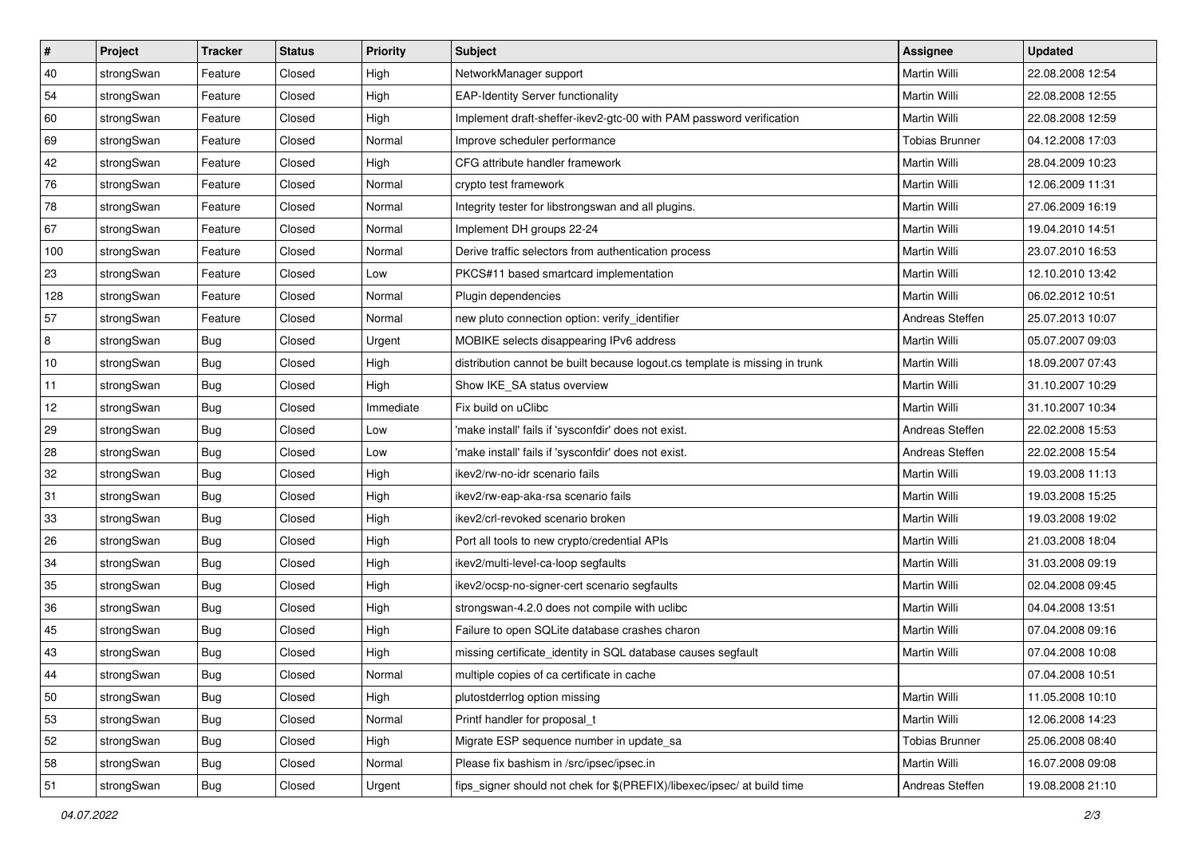| # | Project | Tracker | Status | Priority | Subject | Assignee | Updated |
|---|---|---|---|---|---|---|---|
| 40 | strongSwan | Feature | Closed | High | NetworkManager support | Martin Willi | 22.08.2008 12:54 |
| 54 | strongSwan | Feature | Closed | High | EAP-Identity Server functionality | Martin Willi | 22.08.2008 12:55 |
| 60 | strongSwan | Feature | Closed | High | Implement draft-sheffer-ikev2-gtc-00 with PAM password verification | Martin Willi | 22.08.2008 12:59 |
| 69 | strongSwan | Feature | Closed | Normal | Improve scheduler performance | Tobias Brunner | 04.12.2008 17:03 |
| 42 | strongSwan | Feature | Closed | High | CFG attribute handler framework | Martin Willi | 28.04.2009 10:23 |
| 76 | strongSwan | Feature | Closed | Normal | crypto test framework | Martin Willi | 12.06.2009 11:31 |
| 78 | strongSwan | Feature | Closed | Normal | Integrity tester for libstrongswan and all plugins. | Martin Willi | 27.06.2009 16:19 |
| 67 | strongSwan | Feature | Closed | Normal | Implement DH groups 22-24 | Martin Willi | 19.04.2010 14:51 |
| 100 | strongSwan | Feature | Closed | Normal | Derive traffic selectors from authentication process | Martin Willi | 23.07.2010 16:53 |
| 23 | strongSwan | Feature | Closed | Low | PKCS#11 based smartcard implementation | Martin Willi | 12.10.2010 13:42 |
| 128 | strongSwan | Feature | Closed | Normal | Plugin dependencies | Martin Willi | 06.02.2012 10:51 |
| 57 | strongSwan | Feature | Closed | Normal | new pluto connection option: verify_identifier | Andreas Steffen | 25.07.2013 10:07 |
| 8 | strongSwan | Bug | Closed | Urgent | MOBIKE selects disappearing IPv6 address | Martin Willi | 05.07.2007 09:03 |
| 10 | strongSwan | Bug | Closed | High | distribution cannot be built because logout.cs template is missing in trunk | Martin Willi | 18.09.2007 07:43 |
| 11 | strongSwan | Bug | Closed | High | Show IKE_SA status overview | Martin Willi | 31.10.2007 10:29 |
| 12 | strongSwan | Bug | Closed | Immediate | Fix build on uClibc | Martin Willi | 31.10.2007 10:34 |
| 29 | strongSwan | Bug | Closed | Low | 'make install' fails if 'sysconfdir' does not exist. | Andreas Steffen | 22.02.2008 15:53 |
| 28 | strongSwan | Bug | Closed | Low | 'make install' fails if 'sysconfdir' does not exist. | Andreas Steffen | 22.02.2008 15:54 |
| 32 | strongSwan | Bug | Closed | High | ikev2/rw-no-idr scenario fails | Martin Willi | 19.03.2008 11:13 |
| 31 | strongSwan | Bug | Closed | High | ikev2/rw-eap-aka-rsa scenario fails | Martin Willi | 19.03.2008 15:25 |
| 33 | strongSwan | Bug | Closed | High | ikev2/crl-revoked scenario broken | Martin Willi | 19.03.2008 19:02 |
| 26 | strongSwan | Bug | Closed | High | Port all tools to new crypto/credential APIs | Martin Willi | 21.03.2008 18:04 |
| 34 | strongSwan | Bug | Closed | High | ikev2/multi-level-ca-loop segfaults | Martin Willi | 31.03.2008 09:19 |
| 35 | strongSwan | Bug | Closed | High | ikev2/ocsp-no-signer-cert scenario segfaults | Martin Willi | 02.04.2008 09:45 |
| 36 | strongSwan | Bug | Closed | High | strongswan-4.2.0 does not compile with uclibc | Martin Willi | 04.04.2008 13:51 |
| 45 | strongSwan | Bug | Closed | High | Failure to open SQLite database crashes charon | Martin Willi | 07.04.2008 09:16 |
| 43 | strongSwan | Bug | Closed | High | missing certificate_identity in SQL database causes segfault | Martin Willi | 07.04.2008 10:08 |
| 44 | strongSwan | Bug | Closed | Normal | multiple copies of ca certificate in cache | | 07.04.2008 10:51 |
| 50 | strongSwan | Bug | Closed | High | plutostderrlog option missing | Martin Willi | 11.05.2008 10:10 |
| 53 | strongSwan | Bug | Closed | Normal | Printf handler for proposal_t | Martin Willi | 12.06.2008 14:23 |
| 52 | strongSwan | Bug | Closed | High | Migrate ESP sequence number in update_sa | Tobias Brunner | 25.06.2008 08:40 |
| 58 | strongSwan | Bug | Closed | Normal | Please fix bashism in /src/ipsec/ipsec.in | Martin Willi | 16.07.2008 09:08 |
| 51 | strongSwan | Bug | Closed | Urgent | fips_signer should not chek for $(PREFIX)/libexec/ipsec/ at build time | Andreas Steffen | 19.08.2008 21:10 |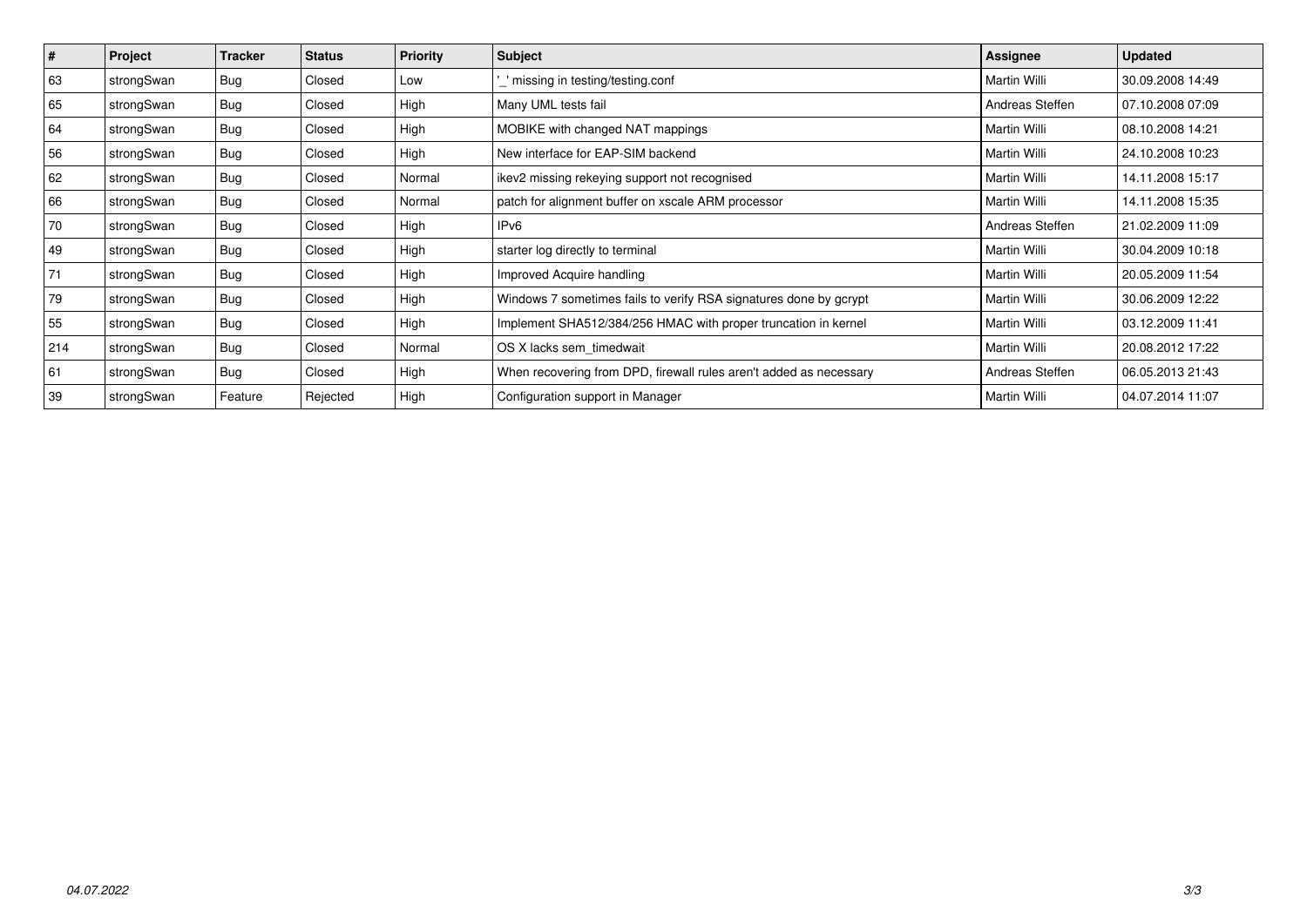| # | Project | Tracker | Status | Priority | Subject | Assignee | Updated |
|---|---|---|---|---|---|---|---|
| 63 | strongSwan | Bug | Closed | Low | '_' missing in testing/testing.conf | Martin Willi | 30.09.2008 14:49 |
| 65 | strongSwan | Bug | Closed | High | Many UML tests fail | Andreas Steffen | 07.10.2008 07:09 |
| 64 | strongSwan | Bug | Closed | High | MOBIKE with changed NAT mappings | Martin Willi | 08.10.2008 14:21 |
| 56 | strongSwan | Bug | Closed | High | New interface for EAP-SIM backend | Martin Willi | 24.10.2008 10:23 |
| 62 | strongSwan | Bug | Closed | Normal | ikev2 missing rekeying support not recognised | Martin Willi | 14.11.2008 15:17 |
| 66 | strongSwan | Bug | Closed | Normal | patch for alignment buffer on xscale ARM processor | Martin Willi | 14.11.2008 15:35 |
| 70 | strongSwan | Bug | Closed | High | IPv6 | Andreas Steffen | 21.02.2009 11:09 |
| 49 | strongSwan | Bug | Closed | High | starter log directly to terminal | Martin Willi | 30.04.2009 10:18 |
| 71 | strongSwan | Bug | Closed | High | Improved Acquire handling | Martin Willi | 20.05.2009 11:54 |
| 79 | strongSwan | Bug | Closed | High | Windows 7 sometimes fails to verify RSA signatures done by gcrypt | Martin Willi | 30.06.2009 12:22 |
| 55 | strongSwan | Bug | Closed | High | Implement SHA512/384/256 HMAC with proper truncation in kernel | Martin Willi | 03.12.2009 11:41 |
| 214 | strongSwan | Bug | Closed | Normal | OS X lacks sem_timedwait | Martin Willi | 20.08.2012 17:22 |
| 61 | strongSwan | Bug | Closed | High | When recovering from DPD, firewall rules aren't added as necessary | Andreas Steffen | 06.05.2013 21:43 |
| 39 | strongSwan | Feature | Rejected | High | Configuration support in Manager | Martin Willi | 04.07.2014 11:07 |